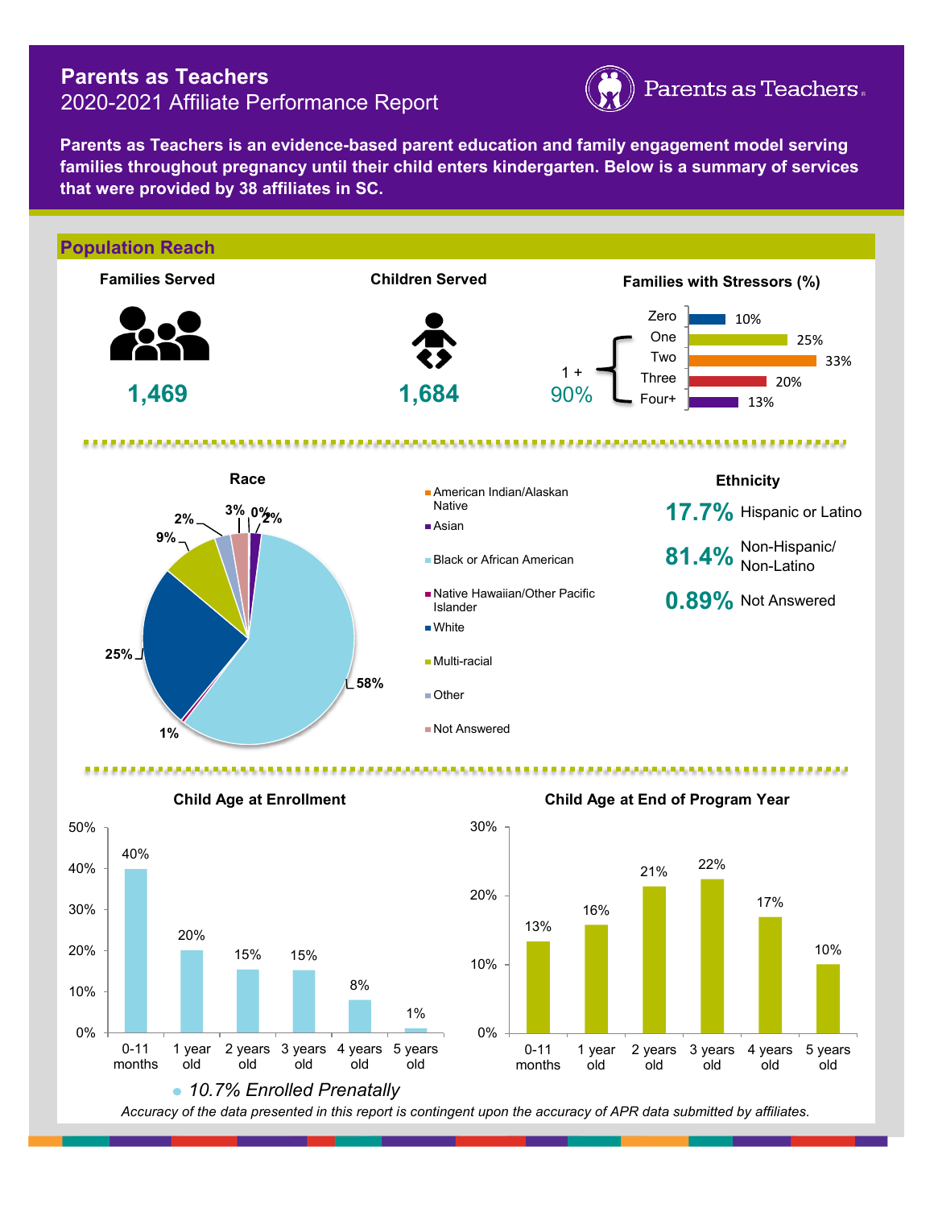# Parents as Teachers

## 2020-2021 Affiliate Performance Report

**Parents as Teachers is an evidence-based parent education and family engagement model serving families throughout pregnancy until their child enters kindergarten. Below is a summary of services that were provided by 38 affiliates in SC.**

## Population Reach

**Families Served**

**1,469**

**Children Served**

**1,684**

**Families with Stressors (%)**

| Stressors | % |
|---|---|
| Zero | 10% |
| One | 25% |
| Two | 33% |
| Three | 20% |
| Four+ | 13% |

1 + 90%

**Race**

| Race | % |
|---|---|
| American Indian/Alaskan Native | 0% |
| Asian | 2% |
| Black or African American | 58% |
| Native Hawaiian/Other Pacific Islander | 1% |
| White | 25% |
| Multi-racial | 9% |
| Other | 2% |
| Not Answered | 3% |

**Ethnicity**

| % | Ethnicity |
|---|---|
| 17.7% | Hispanic or Latino |
| 81.4% | Non-Hispanic/ Non-Latino |
| 0.89% | Not Answered |

**Child Age at Enrollment**

| Age | % |
|---|---|
| 0-11 months | 40% |
| 1 year old | 20% |
| 2 years old | 15% |
| 3 years old | 15% |
| 4 years old | 8% |
| 5 years old | 1% |

*10.7% Enrolled Prenatally*

**Child Age at End of Program Year**

| Age | % |
|---|---|
| 0-11 months | 13% |
| 1 year old | 16% |
| 2 years old | 21% |
| 3 years old | 22% |
| 4 years old | 17% |
| 5 years old | 10% |

*Accuracy of the data presented in this report is contingent upon the accuracy of APR data submitted by affiliates.*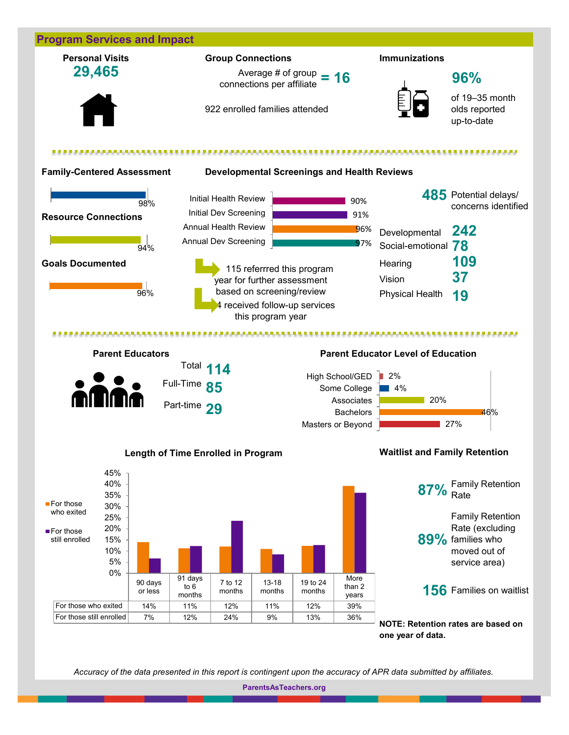## Program Services and Impact

### Personal Visits

**29,465**

### Group Connections

Average # of group connections per affiliate = **16**

922 enrolled families attended

### Immunizations

**96%** of 19–35 month olds reported up-to-date

### Family-Centered Assessment

98%

### Resource Connections

94%

### Goals Documented

96%

### Developmental Screenings and Health Reviews

Initial Health Review 90%
Initial Dev Screening 91%
Annual Health Review 96%
Annual Dev Screening 97%

115 referrred this program year for further assessment based on screening/review

4 received follow-up services this program year

**485** Potential delays/ concerns identified

Developmental **242**
Social-emotional **78**
Hearing **109**
Vision **37**
Physical Health **19**

### Parent Educators

Total **114**
Full-Time **85**
Part-time **29**

### Parent Educator Level of Education

High School/GED 2%
Some College 4%
Associates 20%
Bachelors 46%
Masters or Beyond 27%

### Length of Time Enrolled in Program

45%
40%
35%
30%
25%
20%
15%
10%
5%
0%

For those who exited
For those still enrolled

| | 90 days or less | 91 days to 6 months | 7 to 12 months | 13-18 months | 19 to 24 months | More than 2 years |
|---|---|---|---|---|---|---|
| For those who exited | 14% | 11% | 12% | 11% | 12% | 39% |
| For those still enrolled | 7% | 12% | 24% | 9% | 13% | 36% |

### Waitlist and Family Retention

**87%** Family Retention Rate

**89%** Family Retention Rate (excluding families who moved out of service area)

**156** Families on waitlist

**NOTE: Retention rates are based on one year of data.**

*Accuracy of the data presented in this report is contingent upon the accuracy of APR data submitted by affiliates.*

ParentsAsTeachers.org